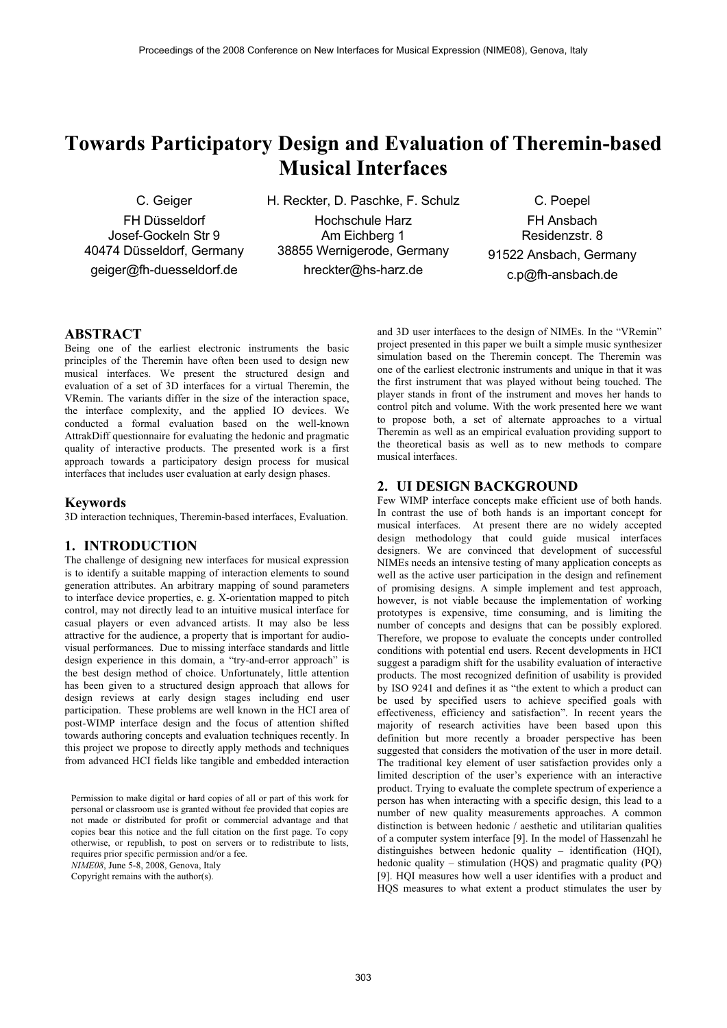# Towards Participatory Design and Evaluation of Theremin-based Musical Interfaces

C. Geiger
FH Düsseldorf
Josef-Gockeln Str 9
40474 Düsseldorf, Germany
geiger@fh-duesseldorf.de

H. Reckter, D. Paschke, F. Schulz
Hochschule Harz
Am Eichberg 1
38855 Wernigerode, Germany
hreckter@hs-harz.de

C. Poepel
FH Ansbach
Residenzstr. 8
91522 Ansbach, Germany
c.p@fh-ansbach.de

## ABSTRACT

Being one of the earliest electronic instruments the basic principles of the Theremin have often been used to design new musical interfaces. We present the structured design and evaluation of a set of 3D interfaces for a virtual Theremin, the VRemin. The variants differ in the size of the interaction space, the interface complexity, and the applied IO devices. We conducted a formal evaluation based on the well-known AttrakDiff questionnaire for evaluating the hedonic and pragmatic quality of interactive products. The presented work is a first approach towards a participatory design process for musical interfaces that includes user evaluation at early design phases.

### Keywords

3D interaction techniques, Theremin-based interfaces, Evaluation.

## 1. INTRODUCTION

The challenge of designing new interfaces for musical expression is to identify a suitable mapping of interaction elements to sound generation attributes. An arbitrary mapping of sound parameters to interface device properties, e. g. X-orientation mapped to pitch control, may not directly lead to an intuitive musical interface for casual players or even advanced artists. It may also be less attractive for the audience, a property that is important for audio-visual performances. Due to missing interface standards and little design experience in this domain, a "try-and-error approach" is the best design method of choice. Unfortunately, little attention has been given to a structured design approach that allows for design reviews at early design stages including end user participation. These problems are well known in the HCI area of post-WIMP interface design and the focus of attention shifted towards authoring concepts and evaluation techniques recently. In this project we propose to directly apply methods and techniques from advanced HCI fields like tangible and embedded interaction and 3D user interfaces to the design of NIMEs. In the "VRemin" project presented in this paper we built a simple music synthesizer simulation based on the Theremin concept. The Theremin was one of the earliest electronic instruments and unique in that it was the first instrument that was played without being touched. The player stands in front of the instrument and moves her hands to control pitch and volume. With the work presented here we want to propose both, a set of alternate approaches to a virtual Theremin as well as an empirical evaluation providing support to the theoretical basis as well as to new methods to compare musical interfaces.

Permission to make digital or hard copies of all or part of this work for personal or classroom use is granted without fee provided that copies are not made or distributed for profit or commercial advantage and that copies bear this notice and the full citation on the first page. To copy otherwise, or republish, to post on servers or to redistribute to lists, requires prior specific permission and/or a fee.
*NIME08*, June 5-8, 2008, Genova, Italy
Copyright remains with the author(s).

## 2. UI DESIGN BACKGROUND

Few WIMP interface concepts make efficient use of both hands. In contrast the use of both hands is an important concept for musical interfaces. At present there are no widely accepted design methodology that could guide musical interfaces designers. We are convinced that development of successful NIMEs needs an intensive testing of many application concepts as well as the active user participation in the design and refinement of promising designs. A simple implement and test approach, however, is not viable because the implementation of working prototypes is expensive, time consuming, and is limiting the number of concepts and designs that can be possibly explored. Therefore, we propose to evaluate the concepts under controlled conditions with potential end users. Recent developments in HCI suggest a paradigm shift for the usability evaluation of interactive products. The most recognized definition of usability is provided by ISO 9241 and defines it as "the extent to which a product can be used by specified users to achieve specified goals with effectiveness, efficiency and satisfaction". In recent years the majority of research activities have been based upon this definition but more recently a broader perspective has been suggested that considers the motivation of the user in more detail. The traditional key element of user satisfaction provides only a limited description of the user's experience with an interactive product. Trying to evaluate the complete spectrum of experience a person has when interacting with a specific design, this lead to a number of new quality measurements approaches. A common distinction is between hedonic / aesthetic and utilitarian qualities of a computer system interface [9]. In the model of Hassenzahl he distinguishes between hedonic quality – identification (HQI), hedonic quality – stimulation (HQS) and pragmatic quality (PQ) [9]. HQI measures how well a user identifies with a product and HQS measures to what extent a product stimulates the user by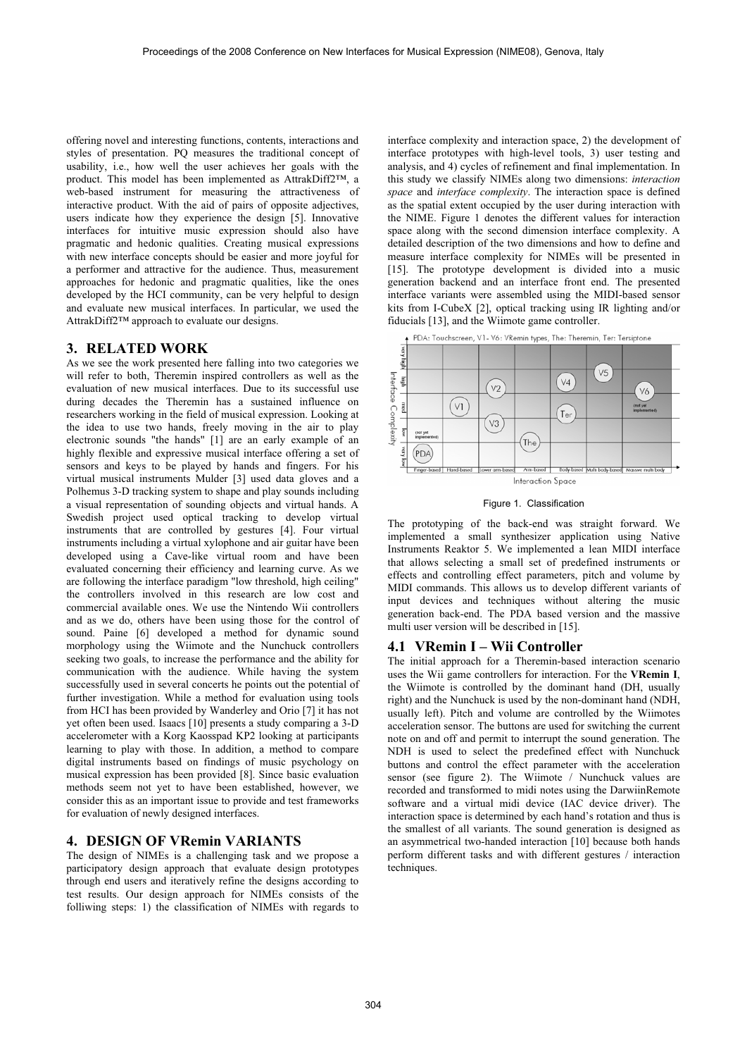offering novel and interesting functions, contents, interactions and styles of presentation. PQ measures the traditional concept of usability, i.e., how well the user achieves her goals with the product. This model has been implemented as AttrakDiff2™, a web-based instrument for measuring the attractiveness of interactive product. With the aid of pairs of opposite adjectives, users indicate how they experience the design [5]. Innovative interfaces for intuitive music expression should also have pragmatic and hedonic qualities. Creating musical expressions with new interface concepts should be easier and more joyful for a performer and attractive for the audience. Thus, measurement approaches for hedonic and pragmatic qualities, like the ones developed by the HCI community, can be very helpful to design and evaluate new musical interfaces. In particular, we used the AttrakDiff2™ approach to evaluate our designs.

## 3. RELATED WORK

As we see the work presented here falling into two categories we will refer to both, Theremin inspired controllers as well as the evaluation of new musical interfaces. Due to its successful use during decades the Theremin has a sustained influence on researchers working in the field of musical expression. Looking at the idea to use two hands, freely moving in the air to play electronic sounds "the hands" [1] are an early example of an highly flexible and expressive musical interface offering a set of sensors and keys to be played by hands and fingers. For his virtual musical instruments Mulder [3] used data gloves and a Polhemus 3-D tracking system to shape and play sounds including a visual representation of sounding objects and virtual hands. A Swedish project used optical tracking to develop virtual instruments that are controlled by gestures [4]. Four virtual instruments including a virtual xylophone and air guitar have been developed using a Cave-like virtual room and have been evaluated concerning their efficiency and learning curve. As we are following the interface paradigm "low threshold, high ceiling" the controllers involved in this research are low cost and commercial available ones. We use the Nintendo Wii controllers and as we do, others have been using those for the control of sound. Paine [6] developed a method for dynamic sound morphology using the Wiimote and the Nunchuck controllers seeking two goals, to increase the performance and the ability for communication with the audience. While having the system successfully used in several concerts he points out the potential of further investigation. While a method for evaluation using tools from HCI has been provided by Wanderley and Orio [7] it has not yet often been used. Isaacs [10] presents a study comparing a 3-D accelerometer with a Korg Kaosspad KP2 looking at participants learning to play with those. In addition, a method to compare digital instruments based on findings of music psychology on musical expression has been provided [8]. Since basic evaluation methods seem not yet to have been established, however, we consider this as an important issue to provide and test frameworks for evaluation of newly designed interfaces.

## 4. DESIGN OF VRemin VARIANTS

The design of NIMEs is a challenging task and we propose a participatory design approach that evaluate design prototypes through end users and iteratively refine the designs according to test results. Our design approach for NIMEs consists of the folliwing steps: 1) the classification of NIMEs with regards to interface complexity and interaction space, 2) the development of interface prototypes with high-level tools, 3) user testing and analysis, and 4) cycles of refinement and final implementation. In this study we classify NIMEs along two dimensions: *interaction space* and *interface complexity*. The interaction space is defined as the spatial extent occupied by the user during interaction with the NIME. Figure 1 denotes the different values for interaction space along with the second dimension interface complexity. A detailed description of the two dimensions and how to define and measure interface complexity for NIMEs will be presented in [15]. The prototype development is divided into a music generation backend and an interface front end. The presented interface variants were assembled using the MIDI-based sensor kits from I-CubeX [2], optical tracking using IR lighting and/or fiducials [13], and the Wiimote game controller.

Figure 1. Classification

The prototyping of the back-end was straight forward. We implemented a small synthesizer application using Native Instruments Reaktor 5. We implemented a lean MIDI interface that allows selecting a small set of predefined instruments or effects and controlling effect parameters, pitch and volume by MIDI commands. This allows us to develop different variants of input devices and techniques without altering the music generation back-end. The PDA based version and the massive multi user version will be described in [15].

### 4.1 VRemin I – Wii Controller

The initial approach for a Theremin-based interaction scenario uses the Wii game controllers for interaction. For the **VRemin I**, the Wiimote is controlled by the dominant hand (DH, usually right) and the Nunchuck is used by the non-dominant hand (NDH, usually left). Pitch and volume are controlled by the Wiimotes acceleration sensor. The buttons are used for switching the current note on and off and permit to interrupt the sound generation. The NDH is used to select the predefined effect with Nunchuck buttons and control the effect parameter with the acceleration sensor (see figure 2). The Wiimote / Nunchuck values are recorded and transformed to midi notes using the DarwiinRemote software and a virtual midi device (IAC device driver). The interaction space is determined by each hand's rotation and thus is the smallest of all variants. The sound generation is designed as an asymmetrical two-handed interaction [10] because both hands perform different tasks and with different gestures / interaction techniques.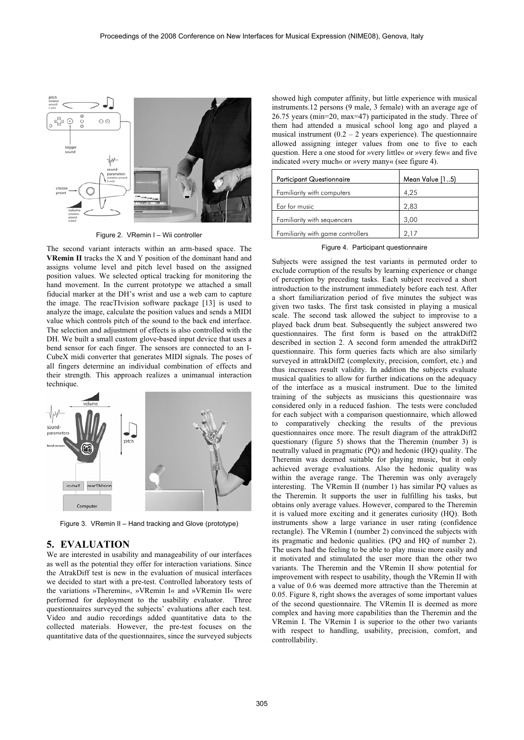Figure 2. VRemin I – Wii controller

The second variant interacts within an arm-based space. The **VRemin II** tracks the X and Y position of the dominant hand and assigns volume level and pitch level based on the assigned position values. We selected optical tracking for monitoring the hand movement. In the current prototype we attached a small fiducial marker at the DH's wrist and use a web cam to capture the image. The reacTIvision software package [13] is used to analyze the image, calculate the position values and sends a MIDI value which controls pitch of the sound to the back end interface. The selection and adjustment of effects is also controlled with the DH. We built a small custom glove-based input device that uses a bend sensor for each finger. The sensors are connected to an I-CubeX midi converter that generates MIDI signals. The poses of all fingers determine an individual combination of effects and their strength. This approach realizes a unimanual interaction technique.

Figure 3. VRemin II – Hand tracking and Glove (prototype)

## 5. EVALUATION

We are interested in usability and manageability of our interfaces as well as the potential they offer for interaction variations. Since the AtrakDiff test is new in the evaluation of musical interfaces we decided to start with a pre-test. Controlled laboratory tests of the variations »Theremin«, »VRemin I« and »VRemin II« were performed for deployment to the usability evaluator. Three questionnaires surveyed the subjects' evaluations after each test. Video and audio recordings added quantitative data to the collected materials. However, the pre-test focuses on the quantitative data of the questionnaires, since the surveyed subjects showed high computer affinity, but little experience with musical instruments.12 persons (9 male, 3 female) with an average age of 26.75 years (min=20, max=47) participated in the study. Three of them had attended a musical school long ago and played a musical instrument (0.2 – 2 years experience). The questionnaire allowed assigning integer values from one to five to each question. Here a one stood for »very little« or »very few« and five indicated »very much« or »very many« (see figure 4).

| Participant Questionnaire | Mean Value [1..5] |
|---|---|
| Familiarity with computers | 4,25 |
| Ear for music | 2,83 |
| Familiarity with sequencers | 3,00 |
| Familiarity with game controllers | 2,17 |

Figure 4. Participant questionnaire

Subjects were assigned the test variants in permuted order to exclude corruption of the results by learning experience or change of perception by preceding tasks. Each subject received a short introduction to the instrument immediately before each test. After a short familiarization period of five minutes the subject was given two tasks. The first task consisted in playing a musical scale. The second task allowed the subject to improvise to a played back drum beat. Subsequently the subject answered two questionnaires. The first form is based on the attrakDiff2 described in section 2. A second form amended the attrakDiff2 questionnaire. This form queries facts which are also similarly surveyed in attrakDiff2 (complexity, precision, comfort, etc.) and thus increases result validity. In addition the subjects evaluate musical qualities to allow for further indications on the adequacy of the interface as a musical instrument. Due to the limited training of the subjects as musicians this questionnaire was considered only in a reduced fashion. The tests were concluded for each subject with a comparison questionnaire, which allowed to comparatively checking the results of the previous questionnaires once more. The result diagram of the attrakDiff2 questionary (figure 5) shows that the Theremin (number 3) is neutrally valued in pragmatic (PQ) and hedonic (HQ) quality. The Theremin was deemed suitable for playing music, but it only achieved average evaluations. Also the hedonic quality was within the average range. The Theremin was only averagely interesting. The VRemin II (number 1) has similar PQ values as the Theremin. It supports the user in fulfilling his tasks, but obtains only average values. However, compared to the Theremin it is valued more exciting and it generates curiosity (HQ). Both instruments show a large variance in user rating (confidence rectangle). The VRemin I (number 2) convinced the subjects with its pragmatic and hedonic qualities. (PQ and HQ of number 2). The users had the feeling to be able to play music more easily and it motivated and stimulated the user more than the other two variants. The Theremin and the VRemin II show potential for improvement with respect to usability, though the VRemin II with a value of 0.6 was deemed more attractive than the Theremin at 0.05. Figure 8, right shows the averages of some important values of the second questionnaire. The VRemin II is deemed as more complex and having more capabilities than the Theremin and the VRemin I. The VRemin I is superior to the other two variants with respect to handling, usability, precision, comfort, and controllability.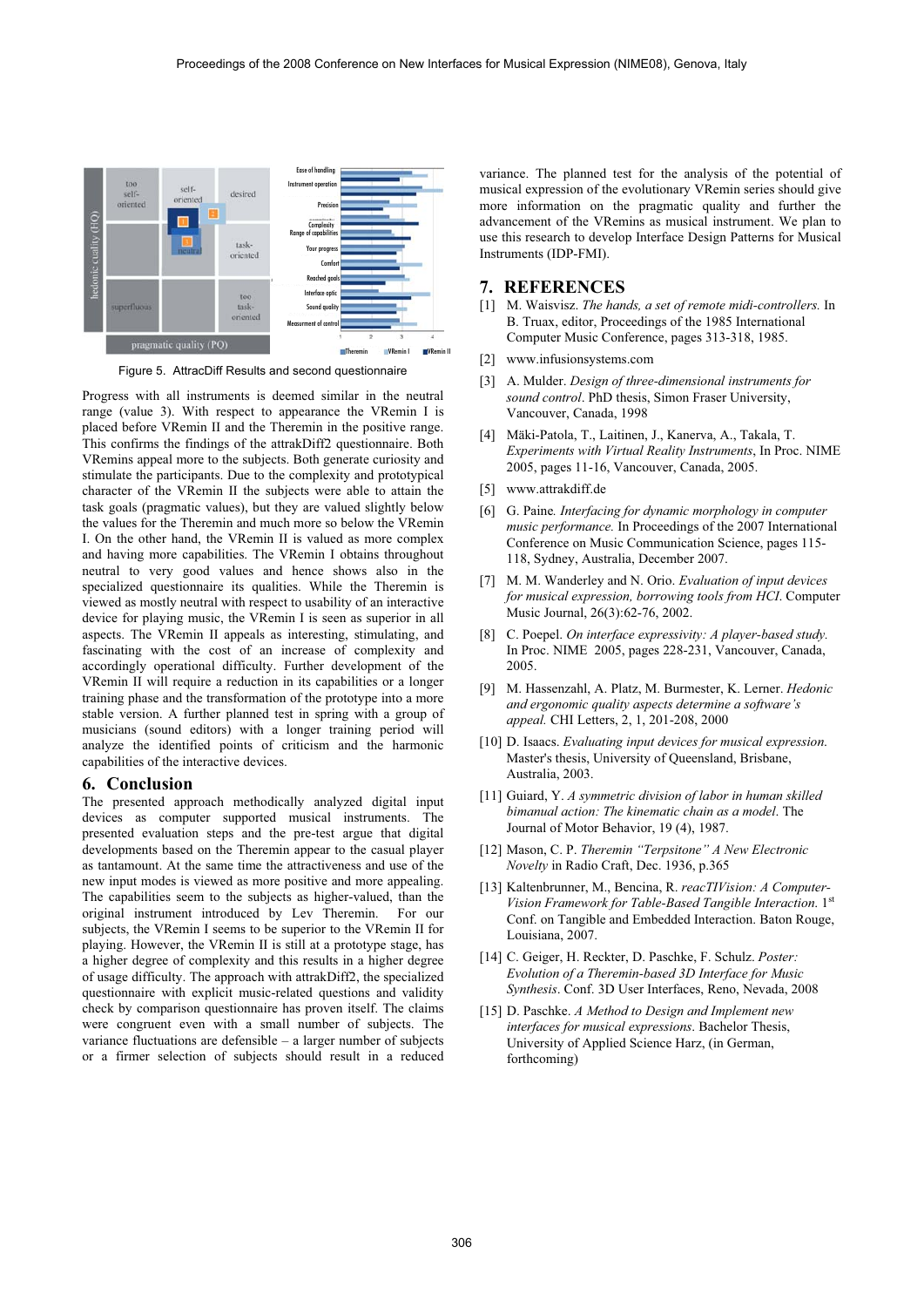too self-oriented

self-oriented

desired

neutral

task-oriented

superfluous

too task-oriented

hedonic quality (HQ)

pragmatic quality (PQ)

Ease of handling

Instrument operation

Precision

Complexity

Range of capabilities

Your progress

Comfort

Reached goals

Interface optic

Sound quality

Measurement of control

1 2 3 4

Theremin VRemin I VRemin II

Figure 5. AttracDiff Results and second questionnaire

Progress with all instruments is deemed similar in the neutral range (value 3). With respect to appearance the VRemin I is placed before VRemin II and the Theremin in the positive range. This confirms the findings of the attrakDiff2 questionnaire. Both VRemins appeal more to the subjects. Both generate curiosity and stimulate the participants. Due to the complexity and prototypical character of the VRemin II the subjects were able to attain the task goals (pragmatic values), but they are valued slightly below the values for the Theremin and much more so below the VRemin I. On the other hand, the VRemin II is valued as more complex and having more capabilities. The VRemin I obtains throughout neutral to very good values and hence shows also in the specialized questionnaire its qualities. While the Theremin is viewed as mostly neutral with respect to usability of an interactive device for playing music, the VRemin I is seen as superior in all aspects. The VRemin II appeals as interesting, stimulating, and fascinating with the cost of an increase of complexity and accordingly operational difficulty. Further development of the VRemin II will require a reduction in its capabilities or a longer training phase and the transformation of the prototype into a more stable version. A further planned test in spring with a group of musicians (sound editors) with a longer training period will analyze the identified points of criticism and the harmonic capabilities of the interactive devices.

## 6. Conclusion

The presented approach methodically analyzed digital input devices as computer supported musical instruments. The presented evaluation steps and the pre-test argue that digital developments based on the Theremin appear to the casual player as tantamount. At the same time the attractiveness and use of the new input modes is viewed as more positive and more appealing. The capabilities seem to the subjects as higher-valued, than the original instrument introduced by Lev Theremin. For our subjects, the VRemin I seems to be superior to the VRemin II for playing. However, the VRemin II is still at a prototype stage, has a higher degree of complexity and this results in a higher degree of usage difficulty. The approach with attrakDiff2, the specialized questionnaire with explicit music-related questions and validity check by comparison questionnaire has proven itself. The claims were congruent even with a small number of subjects. The variance fluctuations are defensible – a larger number of subjects or a firmer selection of subjects should result in a reduced variance. The planned test for the analysis of the potential of musical expression of the evolutionary VRemin series should give more information on the pragmatic quality and further the advancement of the VRemins as musical instrument. We plan to use this research to develop Interface Design Patterns for Musical Instruments (IDP-FMI).

## 7. REFERENCES

[1] M. Waisvisz. *The hands, a set of remote midi-controllers.* In B. Truax, editor, Proceedings of the 1985 International Computer Music Conference, pages 313-318, 1985.

[2] www.infusionsystems.com

[3] A. Mulder. *Design of three-dimensional instruments for sound control*. PhD thesis, Simon Fraser University, Vancouver, Canada, 1998

[4] Mäki-Patola, T., Laitinen, J., Kanerva, A., Takala, T. *Experiments with Virtual Reality Instruments*, In Proc. NIME 2005, pages 11-16, Vancouver, Canada, 2005.

[5] www.attrakdiff.de

[6] G. Paine. *Interfacing for dynamic morphology in computer music performance.* In Proceedings of the 2007 International Conference on Music Communication Science, pages 115-118, Sydney, Australia, December 2007.

[7] M. M. Wanderley and N. Orio. *Evaluation of input devices for musical expression, borrowing tools from HCI*. Computer Music Journal, 26(3):62-76, 2002.

[8] C. Poepel. *On interface expressivity: A player-based study.* In Proc. NIME 2005, pages 228-231, Vancouver, Canada, 2005.

[9] M. Hassenzahl, A. Platz, M. Burmester, K. Lerner. *Hedonic and ergonomic quality aspects determine a software's appeal.* CHI Letters, 2, 1, 201-208, 2000

[10] D. Isaacs. *Evaluating input devices for musical expression.* Master's thesis, University of Queensland, Brisbane, Australia, 2003.

[11] Guiard, Y. *A symmetric division of labor in human skilled bimanual action: The kinematic chain as a model.* The Journal of Motor Behavior, 19 (4), 1987.

[12] Mason, C. P. *Theremin "Terpsitone" A New Electronic Novelty* in Radio Craft, Dec. 1936, p.365

[13] Kaltenbrunner, M., Bencina, R. *reacTIVision: A Computer-Vision Framework for Table-Based Tangible Interaction.* 1st Conf. on Tangible and Embedded Interaction. Baton Rouge, Louisiana, 2007.

[14] C. Geiger, H. Reckter, D. Paschke, F. Schulz. *Poster: Evolution of a Theremin-based 3D Interface for Music Synthesis*. Conf. 3D User Interfaces, Reno, Nevada, 2008

[15] D. Paschke. *A Method to Design and Implement new interfaces for musical expressions*. Bachelor Thesis, University of Applied Science Harz, (in German, forthcoming)